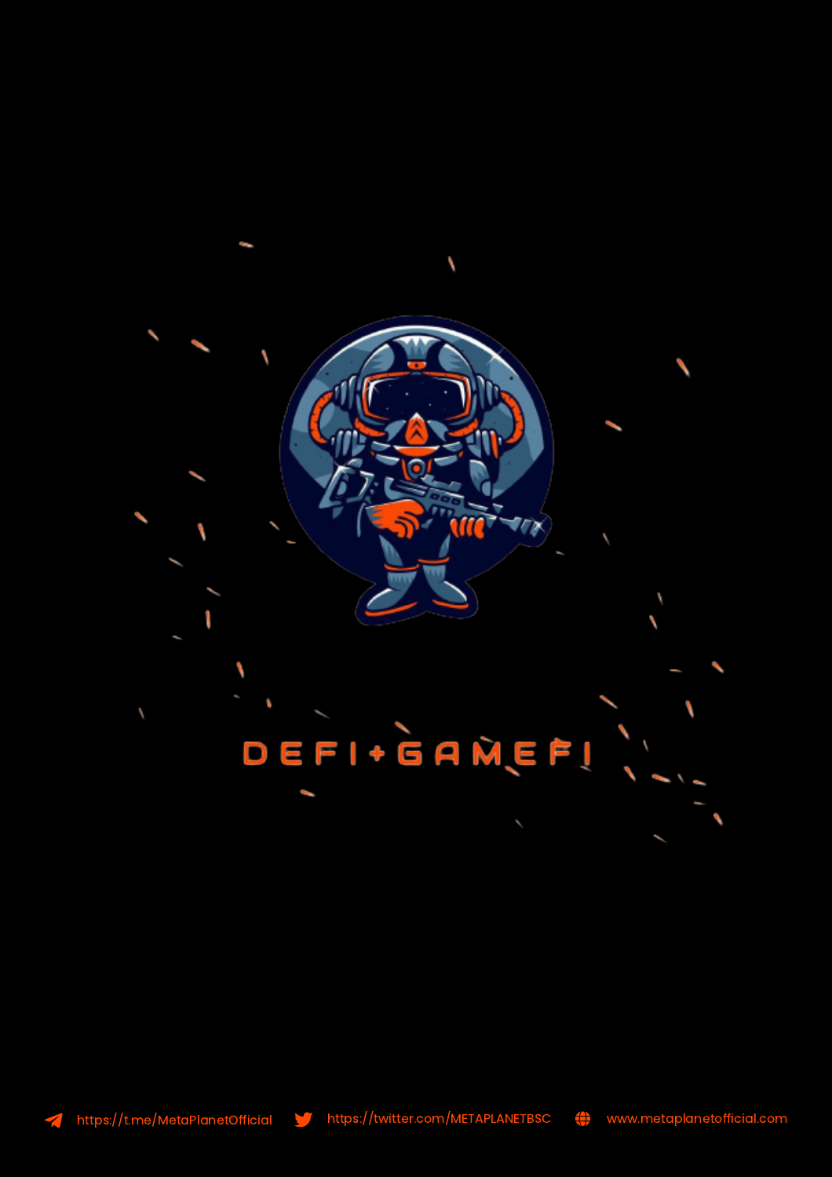# DEFI+GAMEFI

https://t.me/MetaPlanetOfficial https://twitter.com/METAPLANETBSC www.metaplanetofficial.com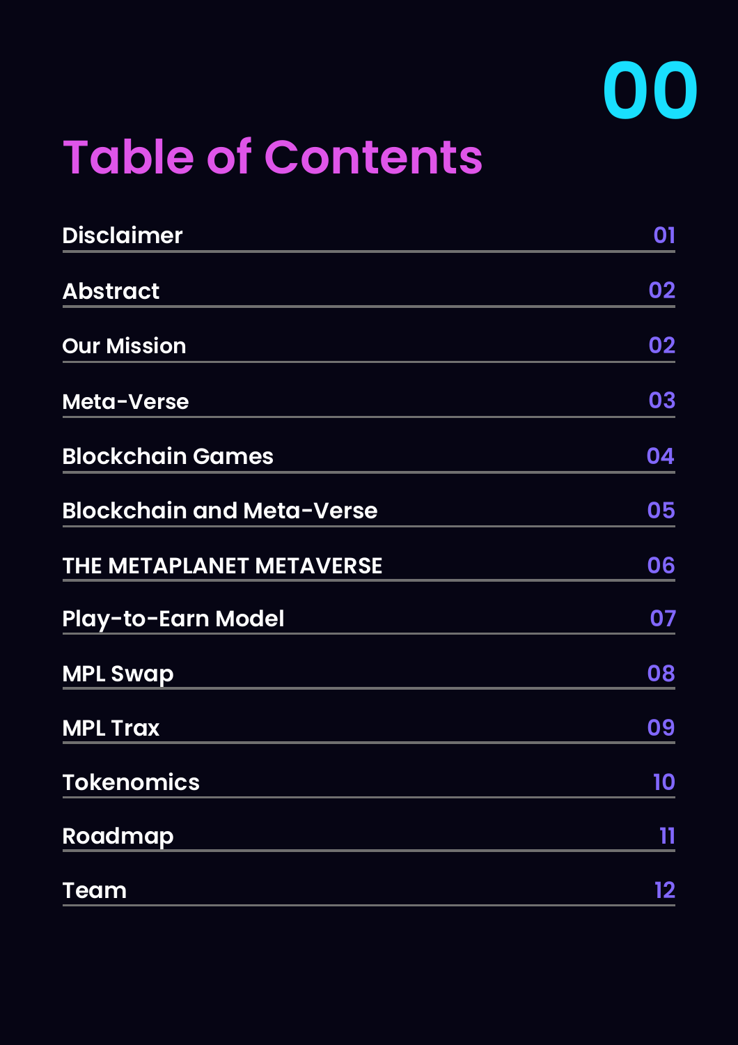# Table of Contents

| | |
|---|---|
| Disclaimer | 01 |
| Abstract | 02 |
| Our Mission | 02 |
| Meta-Verse | 03 |
| Blockchain Games | 04 |
| Blockchain and Meta-Verse | 05 |
| THE METAPLANET METAVERSE | 06 |
| Play-to-Earn Model | 07 |
| MPL Swap | 08 |
| MPL Trax | 09 |
| Tokenomics | 10 |
| Roadmap | 11 |
| Team | 12 |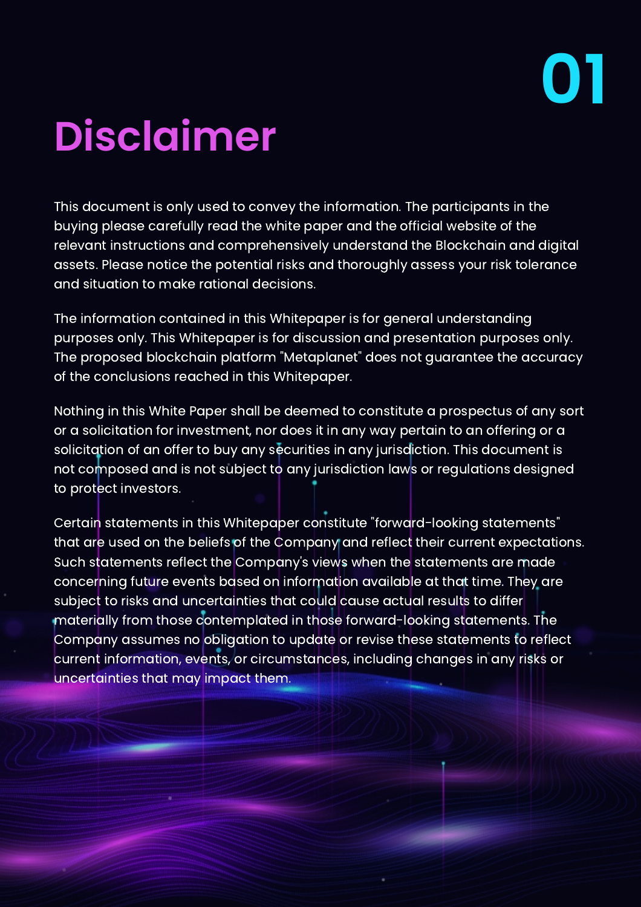# 01 Disclaimer

This document is only used to convey the information. The participants in the buying please carefully read the white paper and the official website of the relevant instructions and comprehensively understand the Blockchain and digital assets. Please notice the potential risks and thoroughly assess your risk tolerance and situation to make rational decisions.

The information contained in this Whitepaper is for general understanding purposes only. This Whitepaper is for discussion and presentation purposes only. The proposed blockchain platform "Metaplanet" does not guarantee the accuracy of the conclusions reached in this Whitepaper.

Nothing in this White Paper shall be deemed to constitute a prospectus of any sort or a solicitation for investment, nor does it in any way pertain to an offering or a solicitation of an offer to buy any securities in any jurisdiction. This document is not composed and is not subject to any jurisdiction laws or regulations designed to protect investors.

Certain statements in this Whitepaper constitute "forward-looking statements" that are used on the beliefs of the Company and reflect their current expectations. Such statements reflect the Company's views when the statements are made concerning future events based on information available at that time. They are subject to risks and uncertainties that could cause actual results to differ materially from those contemplated in those forward-looking statements. The Company assumes no obligation to update or revise these statements to reflect current information, events, or circumstances, including changes in any risks or uncertainties that may impact them.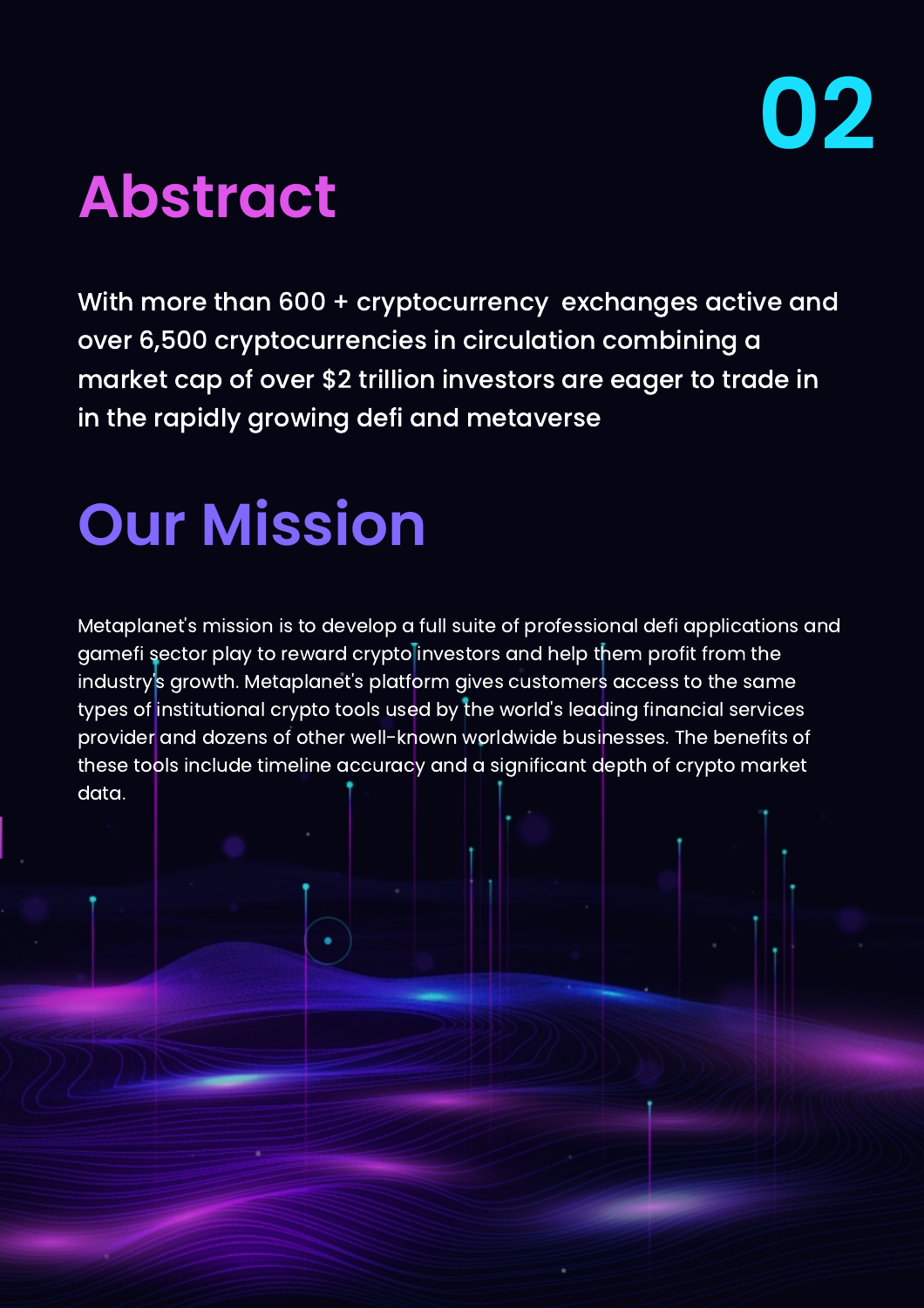# Abstract

With more than 600 + cryptocurrency exchanges active and over 6,500 cryptocurrencies in circulation combining a market cap of over $2 trillion investors are eager to trade in in the rapidly growing defi and metaverse

# Our Mission

Metaplanet's mission is to develop a full suite of professional defi applications and gamefi sector play to reward crypto investors and help them profit from the industry's growth. Metaplanet's platform gives customers access to the same types of institutional crypto tools used by the world's leading financial services provider and dozens of other well-known worldwide businesses. The benefits of these tools include timeline accuracy and a significant depth of crypto market data.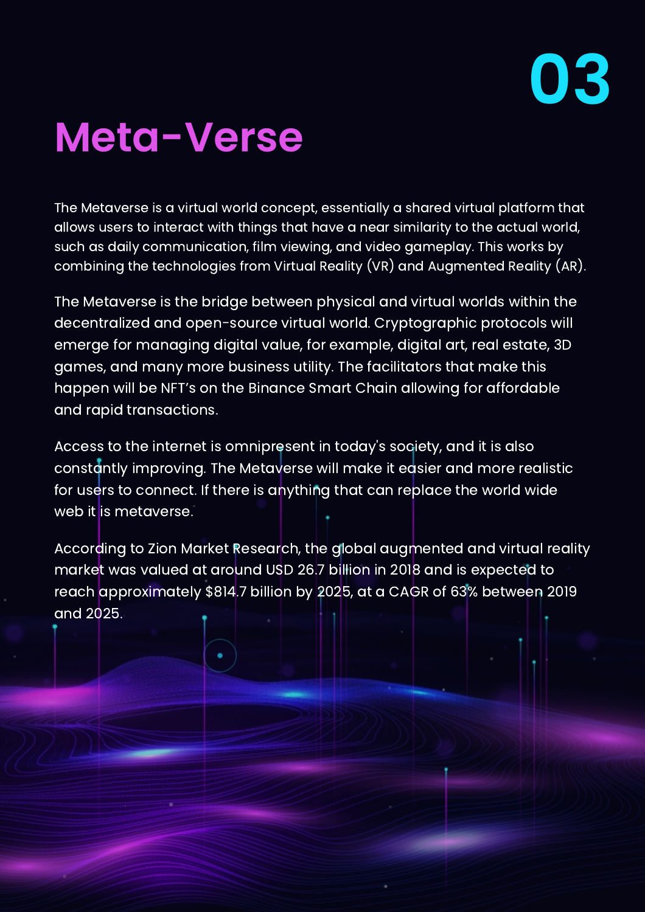03

# Meta-Verse

The Metaverse is a virtual world concept, essentially a shared virtual platform that allows users to interact with things that have a near similarity to the actual world, such as daily communication, film viewing, and video gameplay. This works by combining the technologies from Virtual Reality (VR) and Augmented Reality (AR).

The Metaverse is the bridge between physical and virtual worlds within the decentralized and open-source virtual world. Cryptographic protocols will emerge for managing digital value, for example, digital art, real estate, 3D games, and many more business utility. The facilitators that make this happen will be NFT's on the Binance Smart Chain allowing for affordable and rapid transactions.

Access to the internet is omnipresent in today's society, and it is also constantly improving. The Metaverse will make it easier and more realistic for users to connect. If there is anything that can replace the world wide web it is metaverse.

According to Zion Market Research, the global augmented and virtual reality market was valued at around USD 26.7 billion in 2018 and is expected to reach approximately $814.7 billion by 2025, at a CAGR of 63% between 2019 and 2025.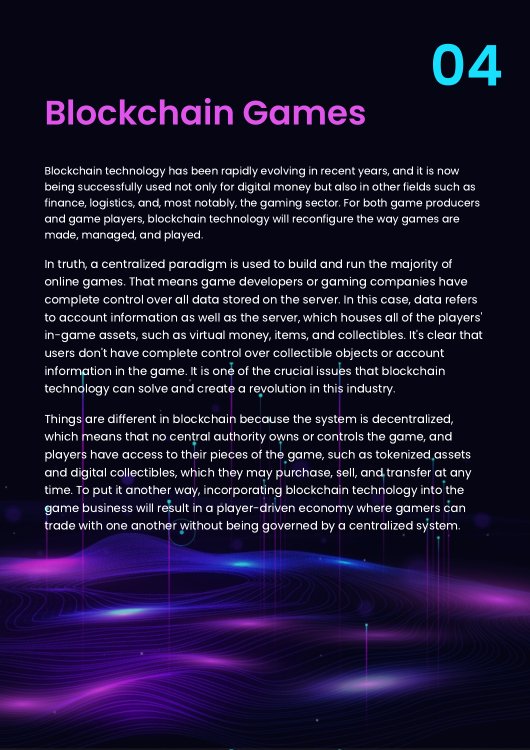04

# Blockchain Games

Blockchain technology has been rapidly evolving in recent years, and it is now being successfully used not only for digital money but also in other fields such as finance, logistics, and, most notably, the gaming sector. For both game producers and game players, blockchain technology will reconfigure the way games are made, managed, and played.

In truth, a centralized paradigm is used to build and run the majority of online games. That means game developers or gaming companies have complete control over all data stored on the server. In this case, data refers to account information as well as the server, which houses all of the players' in-game assets, such as virtual money, items, and collectibles. It's clear that users don't have complete control over collectible objects or account information in the game. It is one of the crucial issues that blockchain technology can solve and create a revolution in this industry.

Things are different in blockchain because the system is decentralized, which means that no central authority owns or controls the game, and players have access to their pieces of the game, such as tokenized assets and digital collectibles, which they may purchase, sell, and transfer at any time. To put it another way, incorporating blockchain technology into the game business will result in a player-driven economy where gamers can trade with one another without being governed by a centralized system.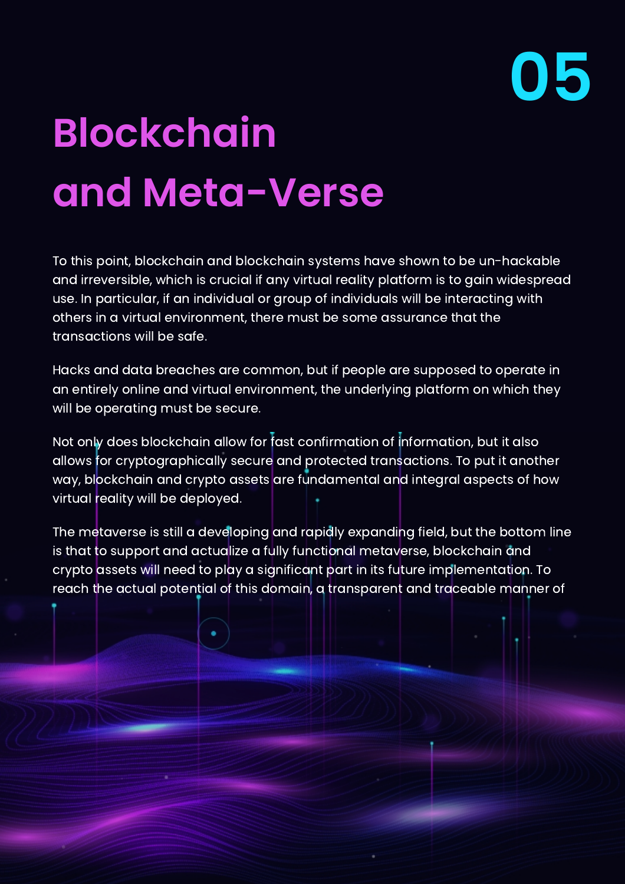# 05

# Blockchain and Meta-Verse

To this point, blockchain and blockchain systems have shown to be un-hackable and irreversible, which is crucial if any virtual reality platform is to gain widespread use. In particular, if an individual or group of individuals will be interacting with others in a virtual environment, there must be some assurance that the transactions will be safe.

Hacks and data breaches are common, but if people are supposed to operate in an entirely online and virtual environment, the underlying platform on which they will be operating must be secure.

Not only does blockchain allow for fast confirmation of information, but it also allows for cryptographically secure and protected transactions. To put it another way, blockchain and crypto assets are fundamental and integral aspects of how virtual reality will be deployed.

The metaverse is still a developing and rapidly expanding field, but the bottom line is that to support and actualize a fully functional metaverse, blockchain and crypto assets will need to play a significant part in its future implementation. To reach the actual potential of this domain, a transparent and traceable manner of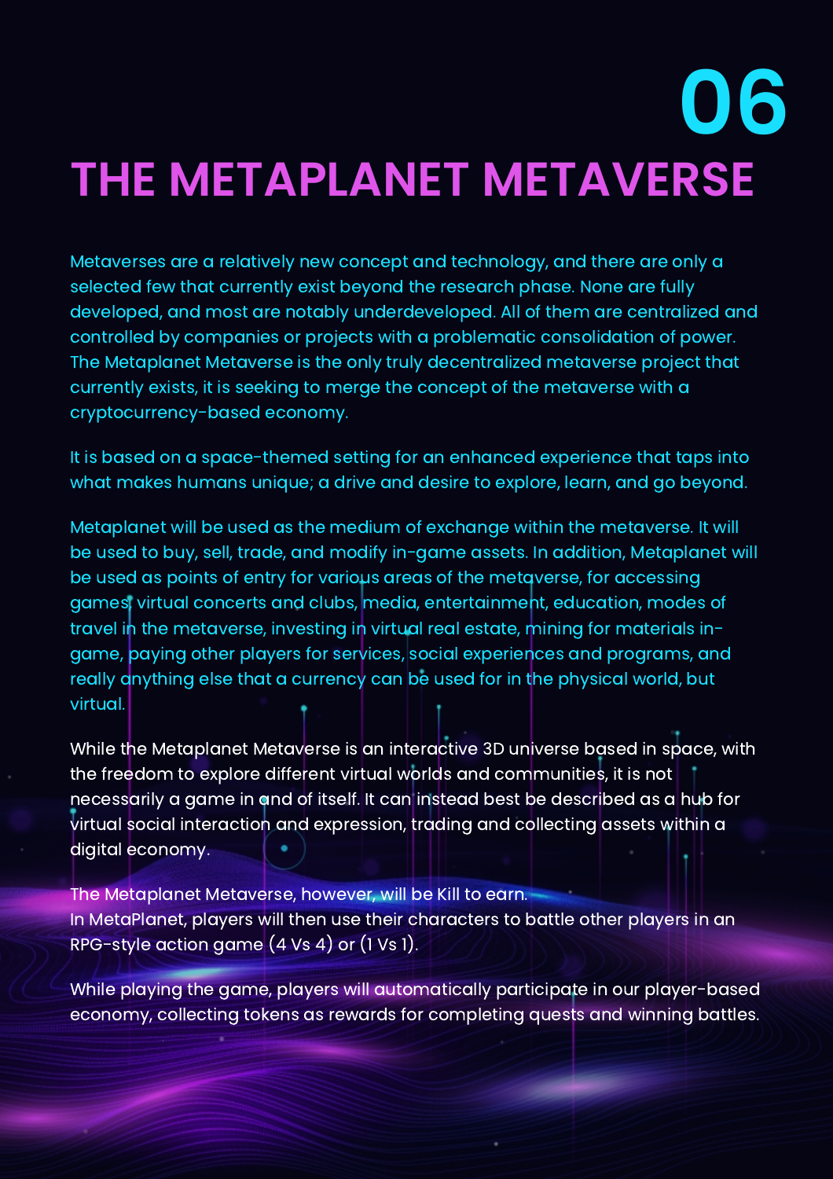# 06

# THE METAPLANET METAVERSE

Metaverses are a relatively new concept and technology, and there are only a selected few that currently exist beyond the research phase. None are fully developed, and most are notably underdeveloped. All of them are centralized and controlled by companies or projects with a problematic consolidation of power. The Metaplanet Metaverse is the only truly decentralized metaverse project that currently exists, it is seeking to merge the concept of the metaverse with a cryptocurrency-based economy.

It is based on a space-themed setting for an enhanced experience that taps into what makes humans unique; a drive and desire to explore, learn, and go beyond.

Metaplanet will be used as the medium of exchange within the metaverse. It will be used to buy, sell, trade, and modify in-game assets. In addition, Metaplanet will be used as points of entry for various areas of the metaverse, for accessing games, virtual concerts and clubs, media, entertainment, education, modes of travel in the metaverse, investing in virtual real estate, mining for materials in-game, paying other players for services, social experiences and programs, and really anything else that a currency can be used for in the physical world, but virtual.

While the Metaplanet Metaverse is an interactive 3D universe based in space, with the freedom to explore different virtual worlds and communities, it is not necessarily a game in and of itself. It can instead best be described as a hub for virtual social interaction and expression, trading and collecting assets within a digital economy.

The Metaplanet Metaverse, however, will be Kill to earn.
In MetaPlanet, players will then use their characters to battle other players in an RPG-style action game (4 Vs 4) or (1 Vs 1).

While playing the game, players will automatically participate in our player-based economy, collecting tokens as rewards for completing quests and winning battles.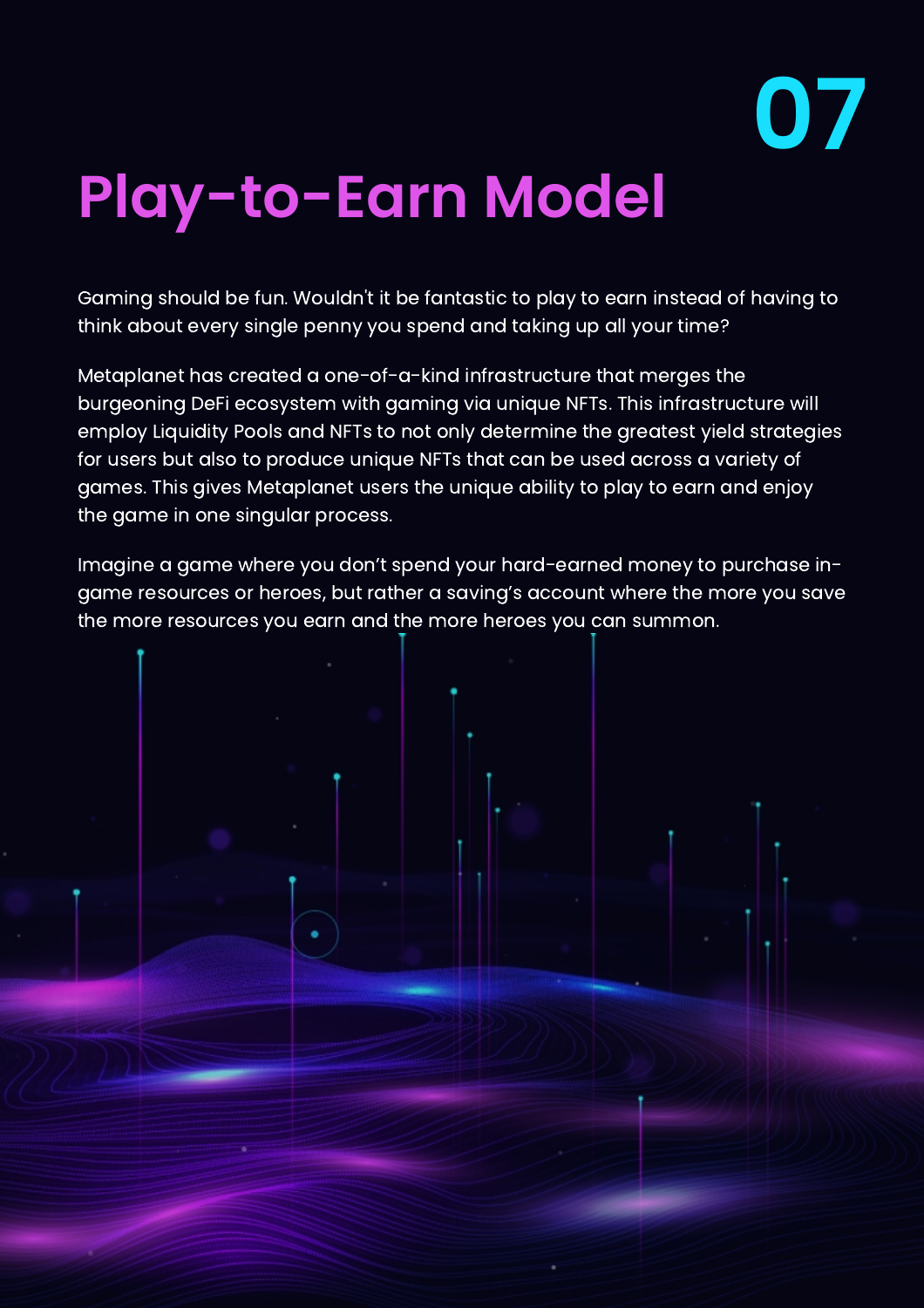# 07

# Play-to-Earn Model

Gaming should be fun. Wouldn't it be fantastic to play to earn instead of having to think about every single penny you spend and taking up all your time?

Metaplanet has created a one-of-a-kind infrastructure that merges the burgeoning DeFi ecosystem with gaming via unique NFTs. This infrastructure will employ Liquidity Pools and NFTs to not only determine the greatest yield strategies for users but also to produce unique NFTs that can be used across a variety of games. This gives Metaplanet users the unique ability to play to earn and enjoy the game in one singular process.

Imagine a game where you don't spend your hard-earned money to purchase in-game resources or heroes, but rather a saving's account where the more you save the more resources you earn and the more heroes you can summon.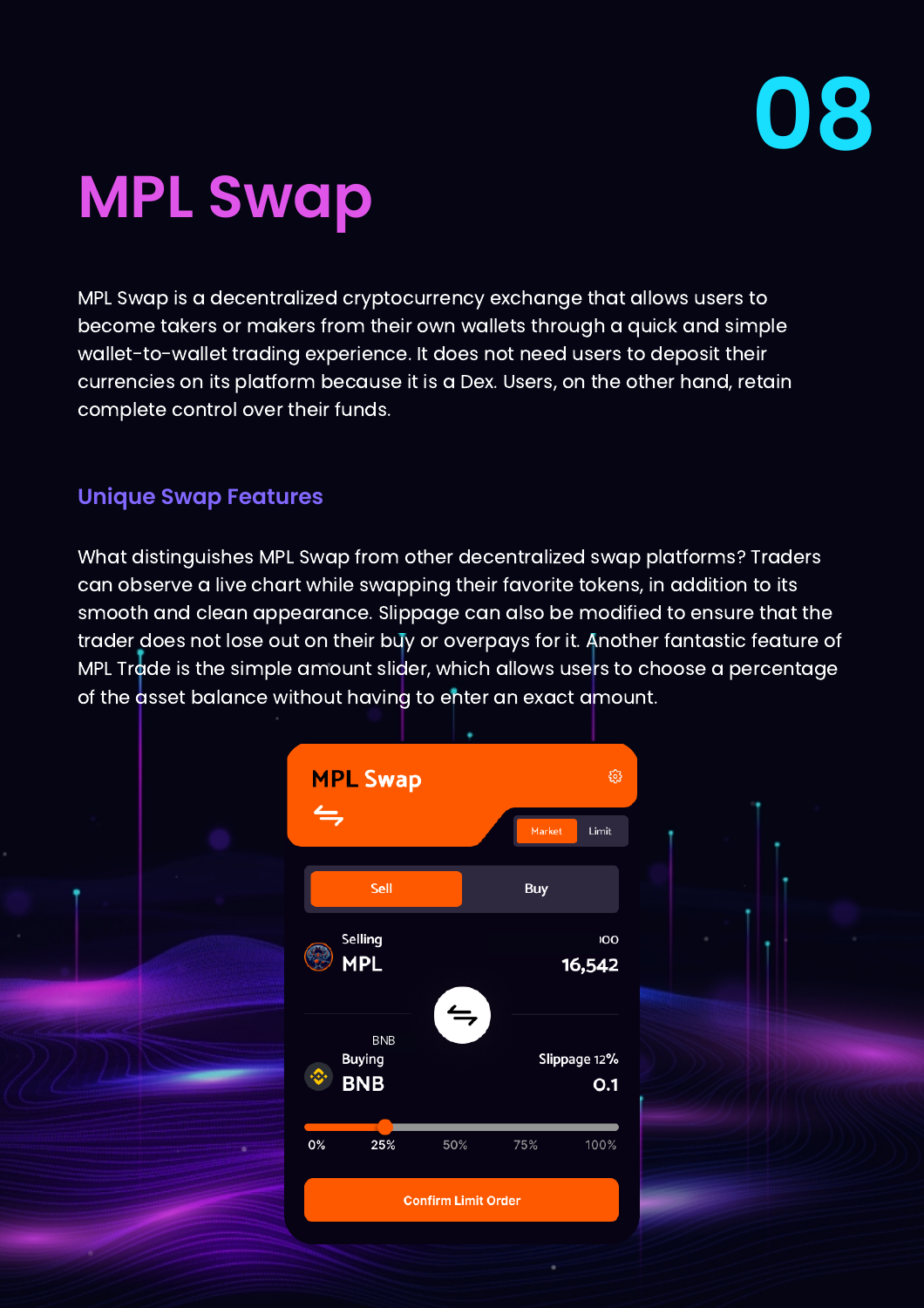08

# MPL Swap

MPL Swap is a decentralized cryptocurrency exchange that allows users to become takers or makers from their own wallets through a quick and simple wallet-to-wallet trading experience. It does not need users to deposit their currencies on its platform because it is a Dex. Users, on the other hand, retain complete control over their funds.

## Unique Swap Features

What distinguishes MPL Swap from other decentralized swap platforms? Traders can observe a live chart while swapping their favorite tokens, in addition to its smooth and clean appearance. Slippage can also be modified to ensure that the trader does not lose out on their buy or overpays for it. Another fantastic feature of MPL Trade is the simple amount slider, which allows users to choose a percentage of the asset balance without having to enter an exact amount.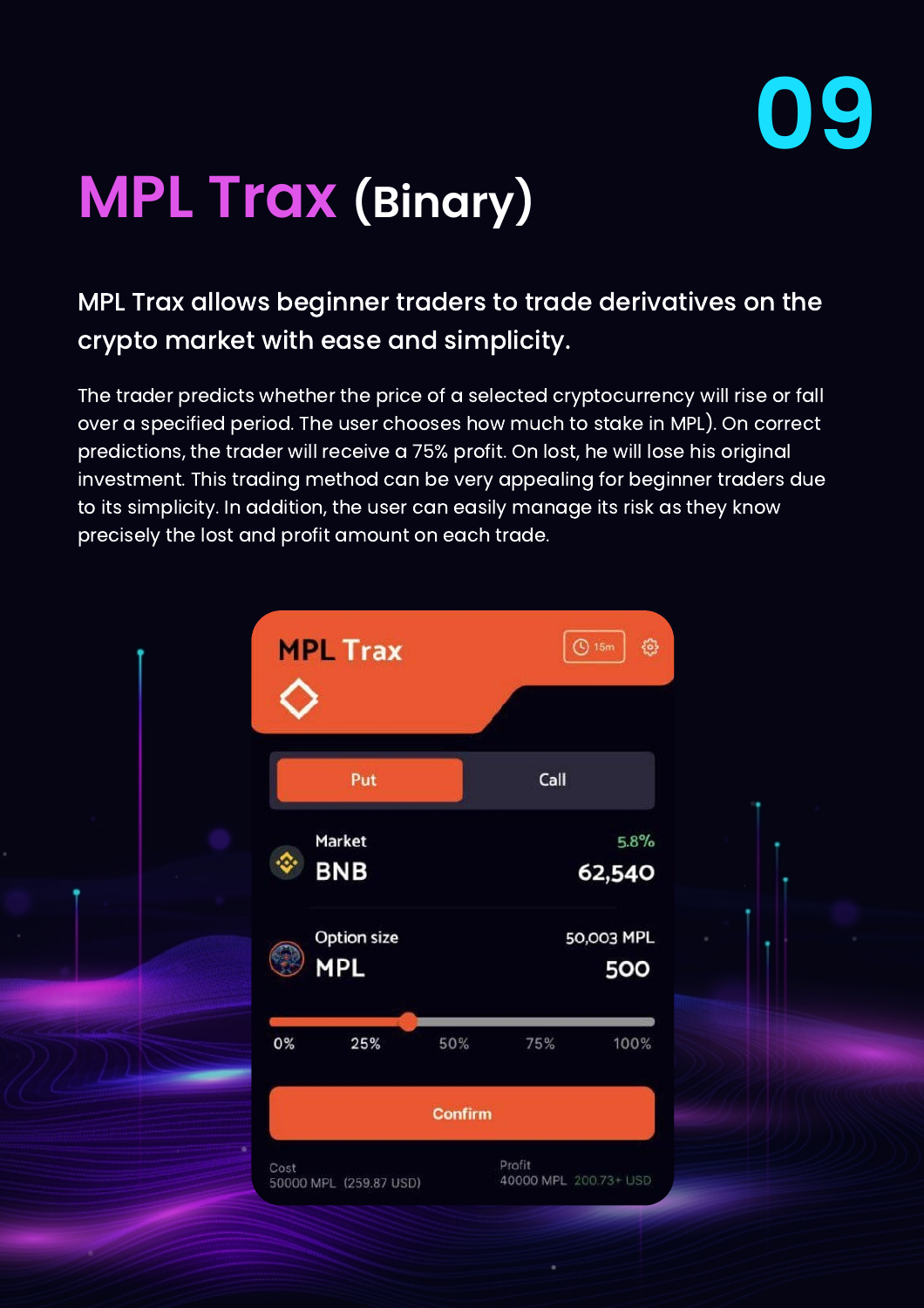# MPL Trax (Binary)

**MPL Trax allows beginner traders to trade derivatives on the crypto market with ease and simplicity.**

The trader predicts whether the price of a selected cryptocurrency will rise or fall over a specified period. The user chooses how much to stake in MPL). On correct predictions, the trader will receive a 75% profit. On lost, he will lose his original investment. This trading method can be very appealing for beginner traders due to its simplicity. In addition, the user can easily manage its risk as they know precisely the lost and profit amount on each trade.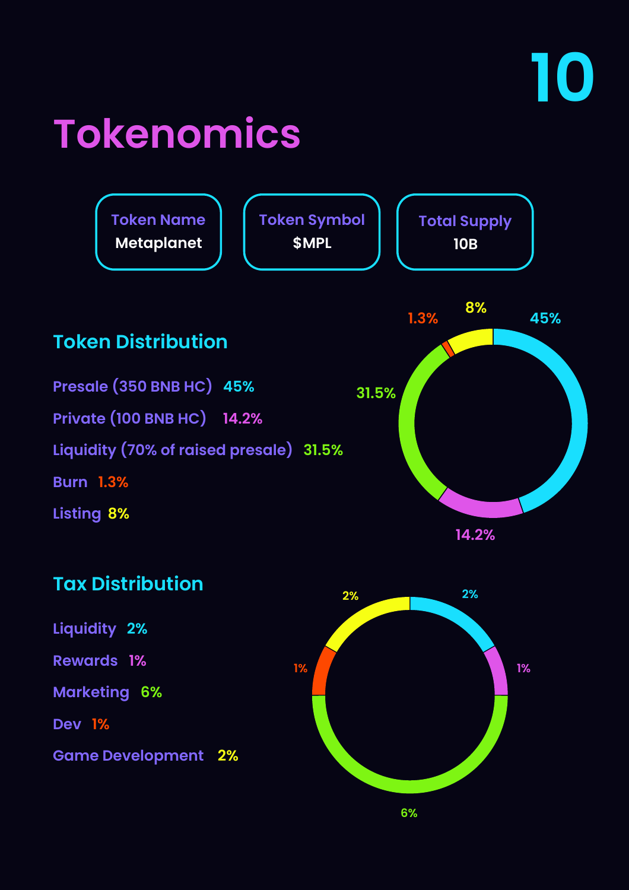# Tokenomics

| Token Name | Token Symbol | Total Supply |
|---|---|---|
| Metaplanet | $MPL | 10B |

## Token Distribution

- Presale (350 BNB HC) 45%
- Private (100 BNB HC) 14.2%
- Liquidity (70% of raised presale) 31.5%
- Burn 1.3%
- Listing 8%

## Tax Distribution

- Liquidity 2%
- Rewards 1%
- Marketing 6%
- Dev 1%
- Game Development 2%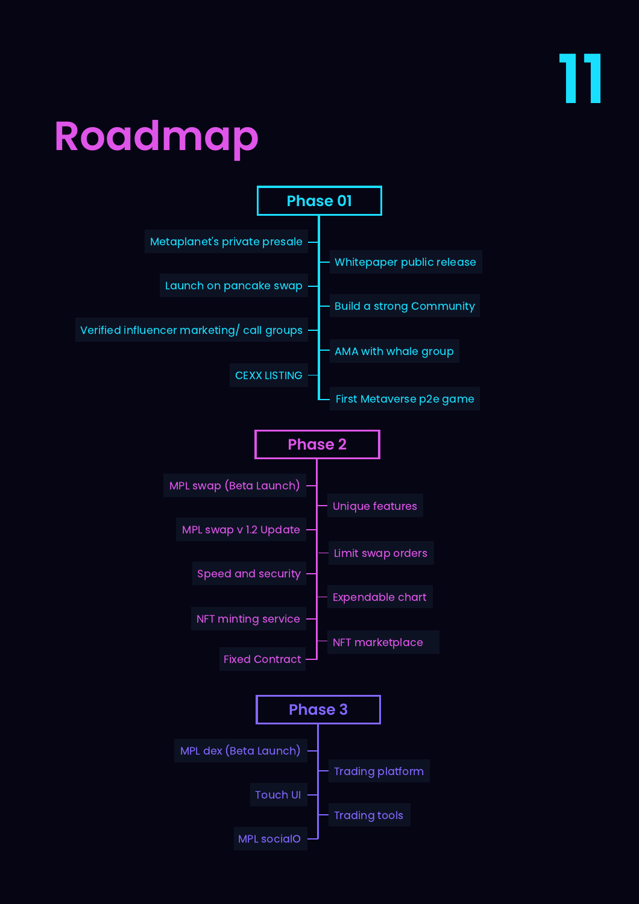# Roadmap

## Phase 01

- Metaplanet's private presale
- Whitepaper public release
- Launch on pancake swap
- Build a strong Community
- Verified influencer marketing/ call groups
- AMA with whale group
- CEXX LISTING
- First Metaverse p2e game

## Phase 2

- MPL swap (Beta Launch)
- Unique features
- MPL swap v 1.2 Update
- Limit swap orders
- Speed and security
- Expendable chart
- NFT minting service
- NFT marketplace
- Fixed Contract

## Phase 3

- MPL dex (Beta Launch)
- Trading platform
- Touch UI
- Trading tools
- MPL socialO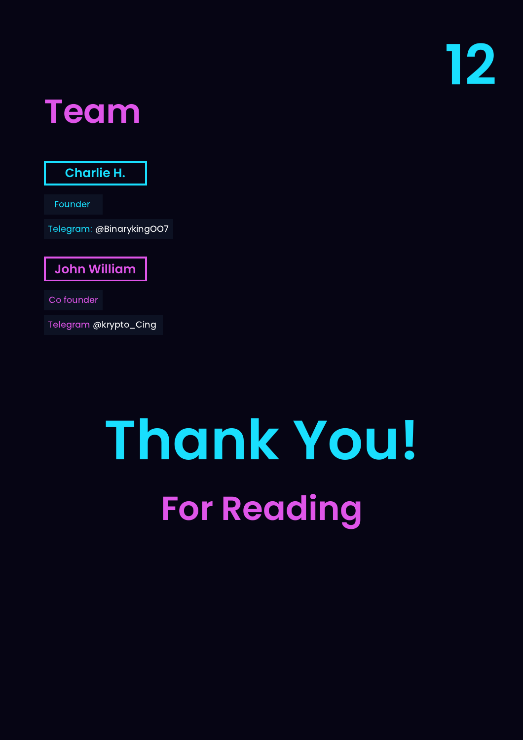# Team

**Charlie H.**

Founder

Telegram: @BinarykingOO7

**John William**

Co founder

Telegram @krypto_Cing

# Thank You!

## For Reading